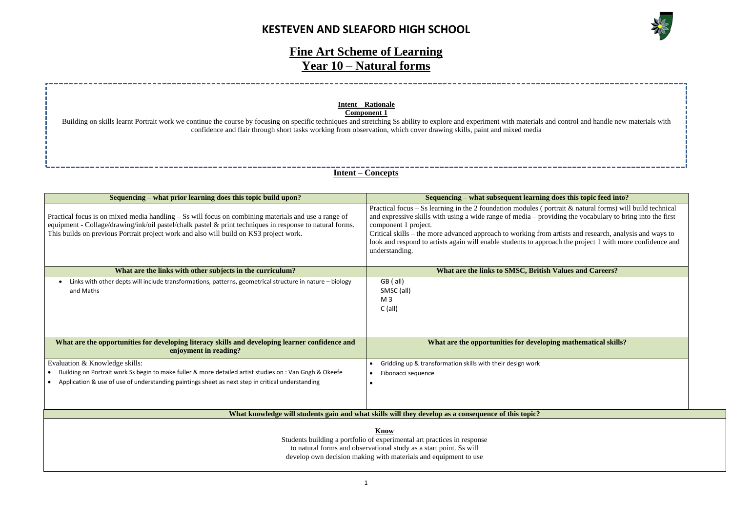# KESTEVEN AND SLEAFORD HIGH SCHOOL

## Fine Art Scheme of Learning
## Year 10 – Natural forms

**Intent – Rationale**
**Component 1**

Building on skills learnt Portrait work we continue the course by focusing on specific techniques and stretching Ss ability to explore and experiment with materials and control and handle new materials with confidence and flair through short tasks working from observation, which cover drawing skills, paint and mixed media

### Intent – Concepts

| Sequencing – what prior learning does this topic build upon? | Sequencing – what subsequent learning does this topic feed into? |
|---|---|
| Practical focus is on mixed media handling – Ss will focus on combining materials and use a range of equipment - Collage/drawing/ink/oil pastel/chalk pastel & print techniques in response to natural forms. This builds on previous Portrait project work and also will build on KS3 project work. | Practical focus – Ss learning in the 2 foundation modules ( portrait & natural forms) will build technical and expressive skills with using a wide range of media – providing the vocabulary to bring into the first component 1 project.<br>Critical skills – the more advanced approach to working from artists and research, analysis and ways to look and respond to artists again will enable students to approach the project 1 with more confidence and understanding. |
| **What are the links with other subjects in the curriculum?** | **What are the links to SMSC, British Values and Careers?** |
| • Links with other depts will include transformations, patterns, geometrical structure in nature – biology and Maths | GB ( all)<br>SMSC (all)<br>M 3<br>C (all) |
| **What are the opportunities for developing literacy skills and developing learner confidence and enjoyment in reading?** | **What are the opportunities for developing mathematical skills?** |
| Evaluation & Knowledge skills:<br>• Building on Portrait work Ss begin to make fuller & more detailed artist studies on : Van Gogh & Okeefe<br>• Application & use of use of understanding paintings sheet as next step in critical understanding | • Gridding up & transformation skills with their design work<br>• Fibonacci sequence<br>• |

| What knowledge will students gain and what skills will they develop as a consequence of this topic? |
|---|
| **Know**<br>Students building a portfolio of experimental art practices in response to natural forms and observational study as a start point. Ss will develop own decision making with materials and equipment to use |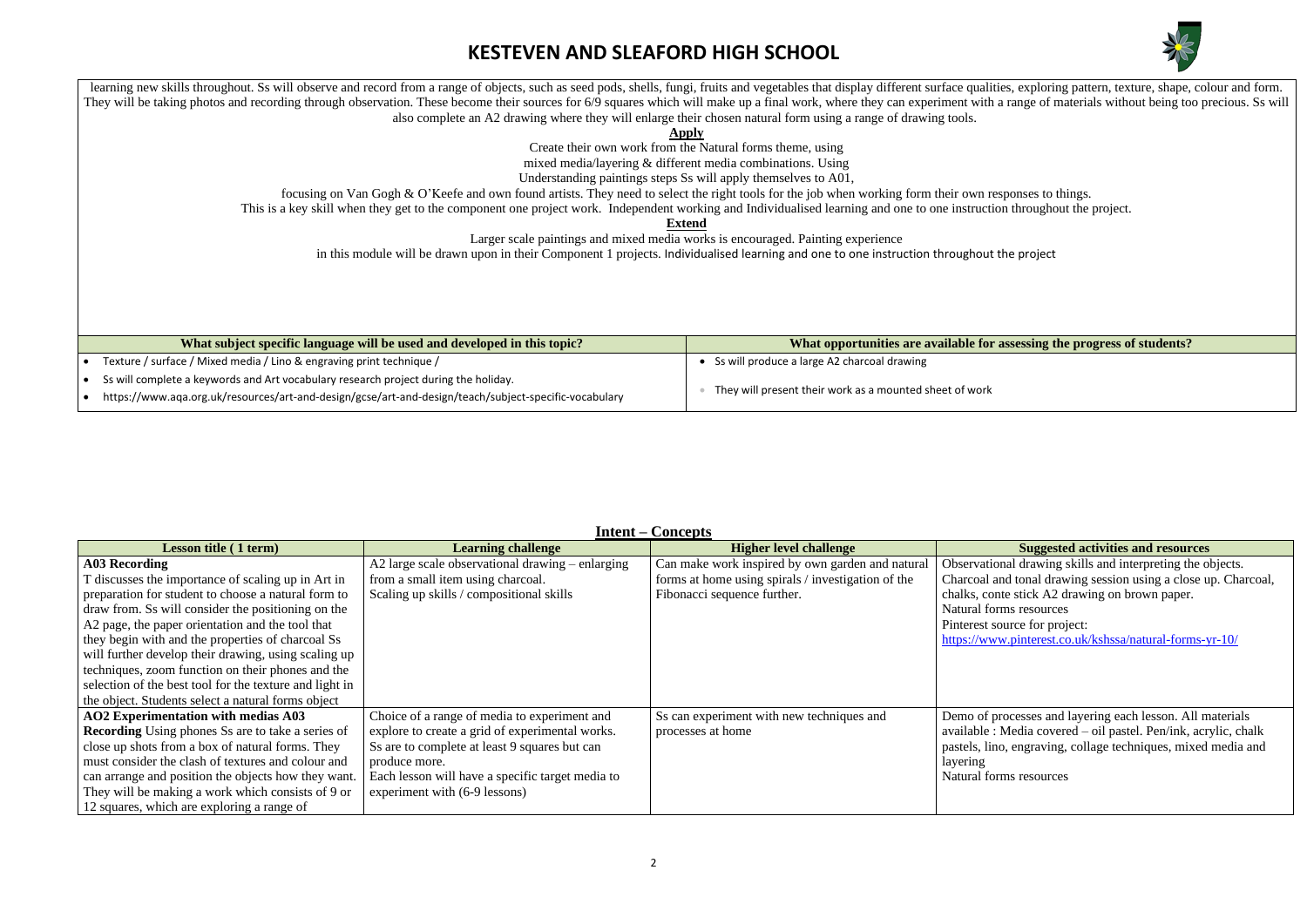learning new skills throughout. Ss will observe and record from a range of objects, such as seed pods, shells, fungi, fruits and vegetables that display different surface qualities, exploring pattern, texture, shape, colour and form. They will be taking photos and recording through observation. These become their sources for 6/9 squares which will make up a final work, where they can experiment with a range of materials without being too precious. Ss will also complete an A2 drawing where they will enlarge their chosen natural form using a range of drawing tools.

**Apply**

Create their own work from the Natural forms theme, using mixed media/layering & different media combinations. Using Understanding paintings steps Ss will apply themselves to A01, focusing on Van Gogh & O'Keefe and own found artists. They need to select the right tools for the job when working form their own responses to things. This is a key skill when they get to the component one project work. Independent working and Individualised learning and one to one instruction throughout the project.

**Extend**

Larger scale paintings and mixed media works is encouraged. Painting experience in this module will be drawn upon in their Component 1 projects. Individualised learning and one to one instruction throughout the project

| What subject specific language will be used and developed in this topic? | What opportunities are available for assessing the progress of students? |
|---|---|
| • Texture / surface / Mixed media / Lino & engraving print technique /<br>• Ss will complete a keywords and Art vocabulary research project during the holiday.<br>• https://www.aqa.org.uk/resources/art-and-design/gcse/art-and-design/teach/subject-specific-vocabulary | • Ss will produce a large A2 charcoal drawing<br>• They will present their work as a mounted sheet of work |

## Intent – Concepts

| Lesson title ( 1 term) | Learning challenge | Higher level challenge | Suggested activities and resources |
|---|---|---|---|
| **A03 Recording**<br>T discusses the importance of scaling up in Art in preparation for student to choose a natural form to draw from. Ss will consider the positioning on the A2 page, the paper orientation and the tool that they begin with and the properties of charcoal Ss will further develop their drawing, using scaling up techniques, zoom function on their phones and the selection of the best tool for the texture and light in the object. Students select a natural forms object | A2 large scale observational drawing – enlarging from a small item using charcoal.<br>Scaling up skills / compositional skills | Can make work inspired by own garden and natural forms at home using spirals / investigation of the Fibonacci sequence further. | Observational drawing skills and interpreting the objects.<br>Charcoal and tonal drawing session using a close up. Charcoal, chalks, conte stick A2 drawing on brown paper.<br>Natural forms resources<br>Pinterest source for project:<br>https://www.pinterest.co.uk/kshssa/natural-forms-yr-10/ |
| **AO2 Experimentation with medias A03 Recording** Using phones Ss are to take a series of close up shots from a box of natural forms. They must consider the clash of textures and colour and can arrange and position the objects how they want. They will be making a works which consists of 9 or 12 squares, which are exploring a range of | Choice of a range of media to experiment and explore to create a grid of experimental works.<br>Ss are to complete at least 9 squares but can produce more.<br>Each lesson will have a specific target media to experiment with (6-9 lessons) | Ss can experiment with new techniques and processes at home | Demo of processes and layering each lesson. All materials available : Media covered – oil pastel. Pen/ink, acrylic, chalk pastels, lino, engraving, collage techniques, mixed media and layering<br>Natural forms resources |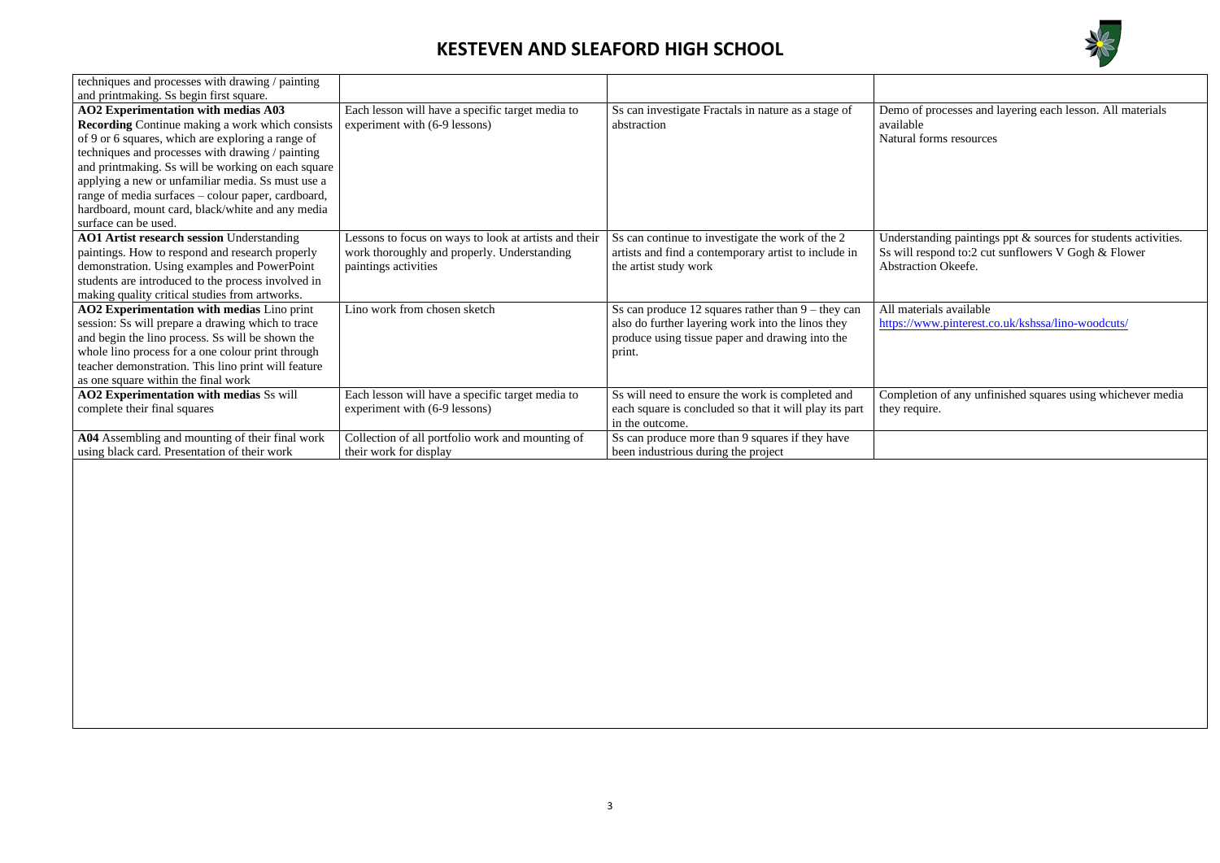| | | | |
|---|---|---|---|
| techniques and processes with drawing / painting and printmaking. Ss begin first square. | | | |
| **AO2 Experimentation with medias A03 Recording** Continue making a work which consists of 9 or 6 squares, which are exploring a range of techniques and processes with drawing / painting and printmaking. Ss will be working on each square applying a new or unfamiliar media. Ss must use a range of media surfaces – colour paper, cardboard, hardboard, mount card, black/white and any media surface can be used. | Each lesson will have a specific target media to experiment with (6-9 lessons) | Ss can investigate Fractals in nature as a stage of abstraction | Demo of processes and layering each lesson. All materials available<br>Natural forms resources |
| **AO1 Artist research session** Understanding paintings. How to respond and research properly demonstration. Using examples and PowerPoint students are introduced to the process involved in making quality critical studies from artworks. | Lessons to focus on ways to look at artists and their work thoroughly and properly. Understanding paintings activities | Ss can continue to investigate the work of the 2 artists and find a contemporary artist to include in the artist study work | Understanding paintings ppt & sources for students activities. Ss will respond to:2 cut sunflowers V Gogh & Flower Abstraction Okeefe. |
| **AO2 Experimentation with medias** Lino print session: Ss will prepare a drawing which to trace and begin the lino process. Ss will be shown the whole lino process for a one colour print through teacher demonstration. This lino print will feature as one square within the final work | Lino work from chosen sketch | Ss can produce 12 squares rather than 9 – they can also do further layering work into the linos they produce using tissue paper and drawing into the print. | All materials available<br>https://www.pinterest.co.uk/kshssa/lino-woodcuts/ |
| **AO2 Experimentation with medias** Ss will complete their final squares | Each lesson will have a specific target media to experiment with (6-9 lessons) | Ss will need to ensure the work is completed and each square is concluded so that it will play its part in the outcome. | Completion of any unfinished squares using whichever media they require. |
| **A04** Assembling and mounting of their final work using black card. Presentation of their work | Collection of all portfolio work and mounting of their work for display | Ss can produce more than 9 squares if they have been industrious during the project | |